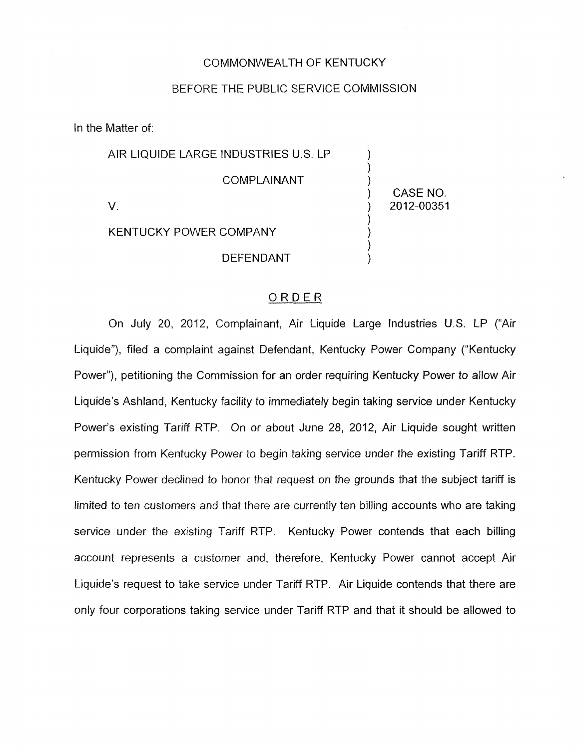COMMONWEALTH OF KENTUCKY

BEFORE THE PUBLIC SERVICE COMMISSION

In the Matter of:

| | | |
|---|---|---|
| AIR LIQUIDE LARGE INDUSTRIES U.S. LP | ) | |
| | ) | |
| COMPLAINANT | ) | |
| | ) | CASE NO. |
| V. | ) | 2012-00351 |
| | ) | |
| KENTUCKY POWER COMPANY | ) | |
| | ) | |
| DEFENDANT | ) | |

## ORDER

On July 20, 2012, Complainant, Air Liquide Large Industries U.S. LP ("Air Liquide"), filed a complaint against Defendant, Kentucky Power Company ("Kentucky Power"), petitioning the Commission for an order requiring Kentucky Power to allow Air Liquide's Ashland, Kentucky facility to immediately begin taking service under Kentucky Power's existing Tariff RTP. On or about June 28, 2012, Air Liquide sought written permission from Kentucky Power to begin taking service under the existing Tariff RTP. Kentucky Power declined to honor that request on the grounds that the subject tariff is limited to ten customers and that there are currently ten billing accounts who are taking service under the existing Tariff RTP. Kentucky Power contends that each billing account represents a customer and, therefore, Kentucky Power cannot accept Air Liquide's request to take service under Tariff RTP. Air Liquide contends that there are only four corporations taking service under Tariff RTP and that it should be allowed to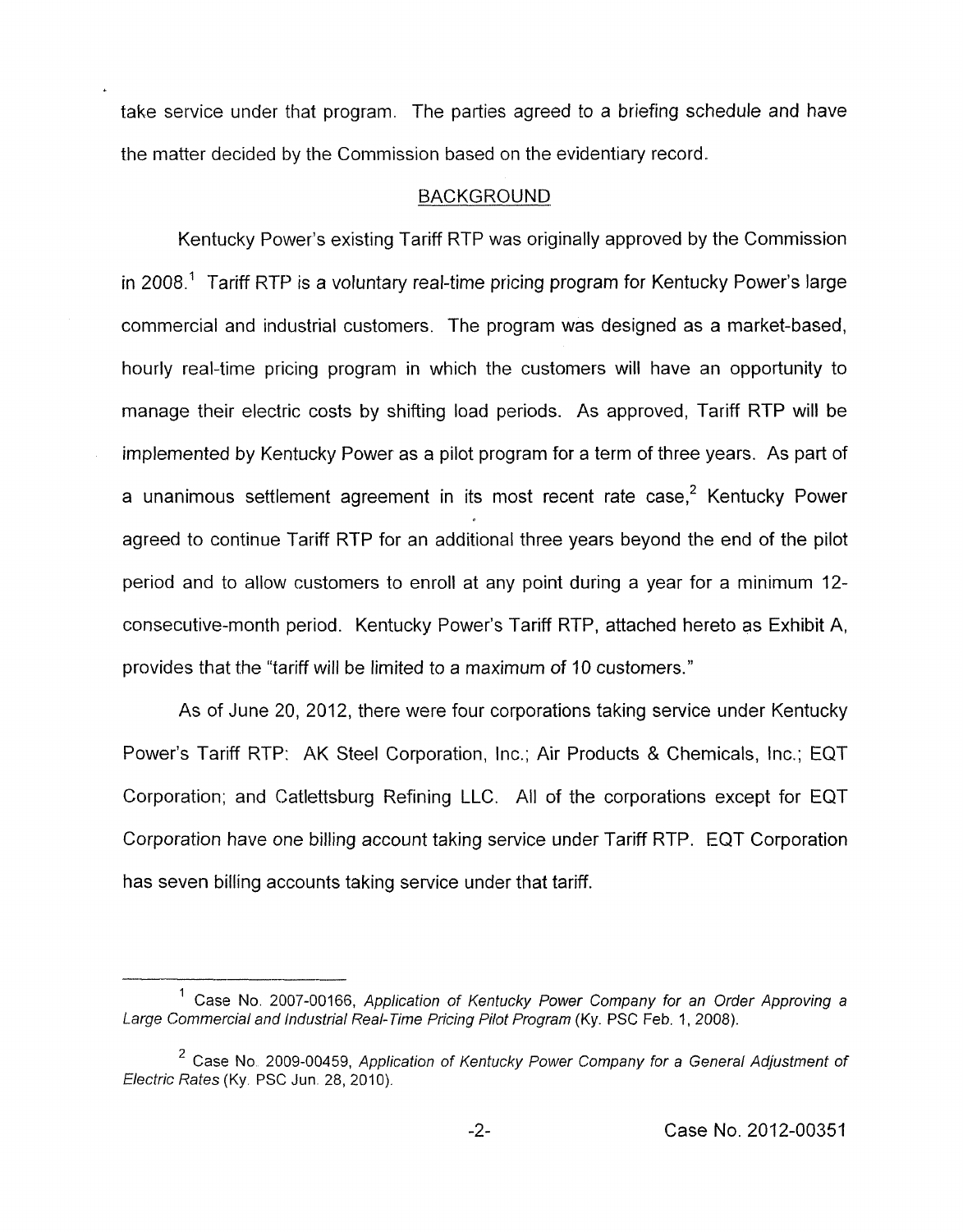take service under that program. The parties agreed to a briefing schedule and have the matter decided by the Commission based on the evidentiary record.

## BACKGROUND

Kentucky Power's existing Tariff RTP was originally approved by the Commission in 2008.[1] Tariff RTP is a voluntary real-time pricing program for Kentucky Power's large commercial and industrial customers. The program was designed as a market-based, hourly real-time pricing program in which the customers will have an opportunity to manage their electric costs by shifting load periods. As approved, Tariff RTP will be implemented by Kentucky Power as a pilot program for a term of three years. As part of a unanimous settlement agreement in its most recent rate case,[2] Kentucky Power agreed to continue Tariff RTP for an additional three years beyond the end of the pilot period and to allow customers to enroll at any point during a year for a minimum 12-consecutive-month period. Kentucky Power's Tariff RTP, attached hereto as Exhibit A, provides that the "tariff will be limited to a maximum of 10 customers."

As of June 20, 2012, there were four corporations taking service under Kentucky Power's Tariff RTP: AK Steel Corporation, Inc.; Air Products & Chemicals, Inc.; EQT Corporation; and Catlettsburg Refining LLC. All of the corporations except for EQT Corporation have one billing account taking service under Tariff RTP. EQT Corporation has seven billing accounts taking service under that tariff.

---

[1] Case No. 2007-00166, *Application of Kentucky Power Company for an Order Approving a Large Commercial and Industrial Real-Time Pricing Pilot Program* (Ky. PSC Feb. 1, 2008).

[2] Case No. 2009-00459, *Application of Kentucky Power Company for a General Adjustment of Electric Rates* (Ky. PSC Jun. 28, 2010).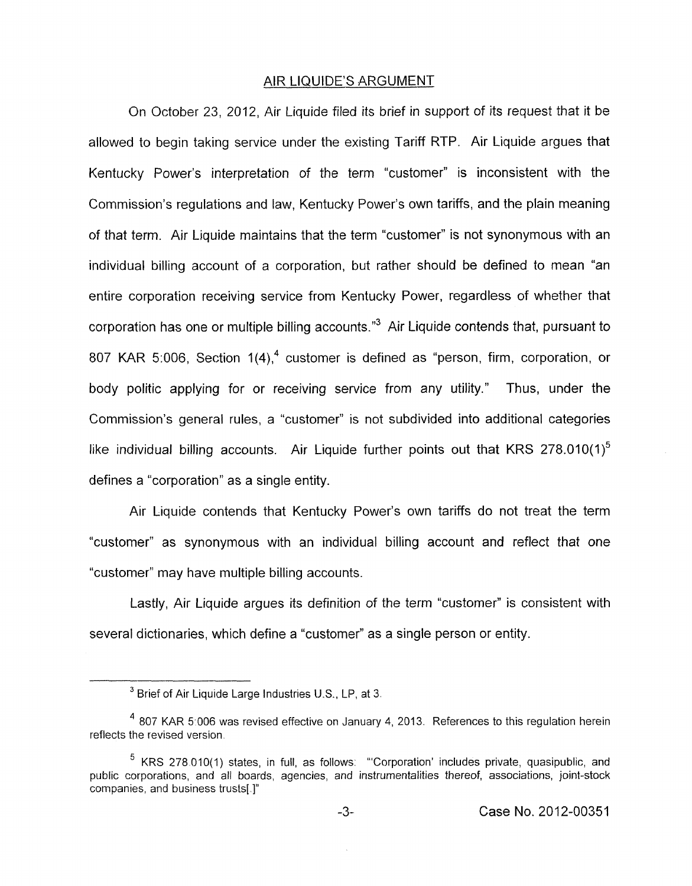## AIR LIQUIDE'S ARGUMENT

On October 23, 2012, Air Liquide filed its brief in support of its request that it be allowed to begin taking service under the existing Tariff RTP. Air Liquide argues that Kentucky Power's interpretation of the term "customer" is inconsistent with the Commission's regulations and law, Kentucky Power's own tariffs, and the plain meaning of that term. Air Liquide maintains that the term "customer" is not synonymous with an individual billing account of a corporation, but rather should be defined to mean "an entire corporation receiving service from Kentucky Power, regardless of whether that corporation has one or multiple billing accounts."[3] Air Liquide contends that, pursuant to 807 KAR 5:006, Section 1(4),[4] customer is defined as "person, firm, corporation, or body politic applying for or receiving service from any utility." Thus, under the Commission's general rules, a "customer" is not subdivided into additional categories like individual billing accounts. Air Liquide further points out that KRS 278.010(1)[5] defines a "corporation" as a single entity.

Air Liquide contends that Kentucky Power's own tariffs do not treat the term "customer" as synonymous with an individual billing account and reflect that one "customer" may have multiple billing accounts.

Lastly, Air Liquide argues its definition of the term "customer" is consistent with several dictionaries, which define a "customer" as a single person or entity.

---

[3] Brief of Air Liquide Large Industries U.S., LP, at 3.

[4] 807 KAR 5:006 was revised effective on January 4, 2013. References to this regulation herein reflects the revised version.

[5] KRS 278.010(1) states, in full, as follows: "'Corporation' includes private, quasipublic, and public corporations, and all boards, agencies, and instrumentalities thereof, associations, joint-stock companies, and business trusts[.]"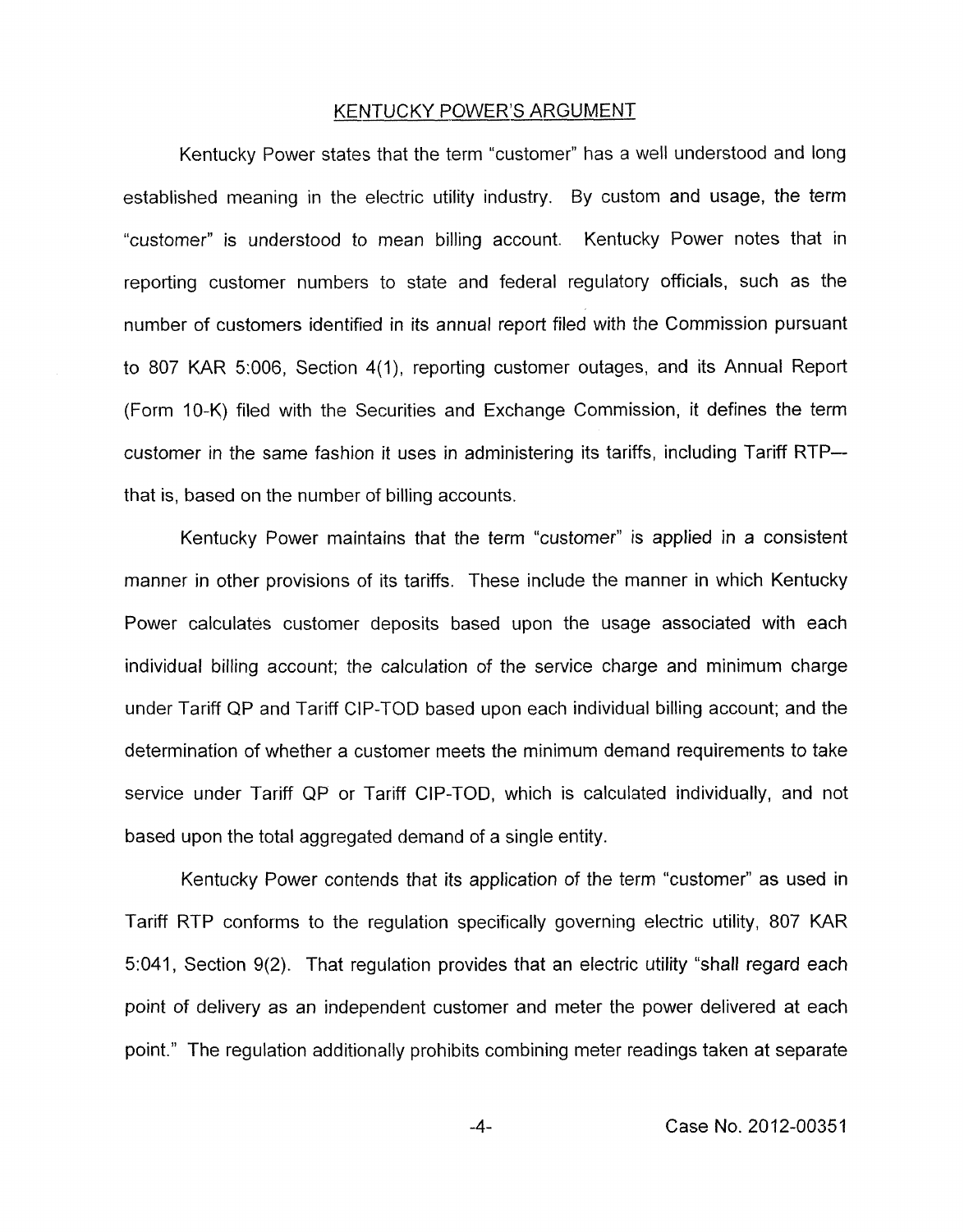## KENTUCKY POWER'S ARGUMENT

Kentucky Power states that the term "customer" has a well understood and long established meaning in the electric utility industry. By custom and usage, the term "customer" is understood to mean billing account. Kentucky Power notes that in reporting customer numbers to state and federal regulatory officials, such as the number of customers identified in its annual report filed with the Commission pursuant to 807 KAR 5:006, Section 4(1), reporting customer outages, and its Annual Report (Form 10-K) filed with the Securities and Exchange Commission, it defines the term customer in the same fashion it uses in administering its tariffs, including Tariff RTP—that is, based on the number of billing accounts.

Kentucky Power maintains that the term "customer" is applied in a consistent manner in other provisions of its tariffs. These include the manner in which Kentucky Power calculates customer deposits based upon the usage associated with each individual billing account; the calculation of the service charge and minimum charge under Tariff QP and Tariff CIP-TOD based upon each individual billing account; and the determination of whether a customer meets the minimum demand requirements to take service under Tariff QP or Tariff CIP-TOD, which is calculated individually, and not based upon the total aggregated demand of a single entity.

Kentucky Power contends that its application of the term "customer" as used in Tariff RTP conforms to the regulation specifically governing electric utility, 807 KAR 5:041, Section 9(2). That regulation provides that an electric utility "shall regard each point of delivery as an independent customer and meter the power delivered at each point." The regulation additionally prohibits combining meter readings taken at separate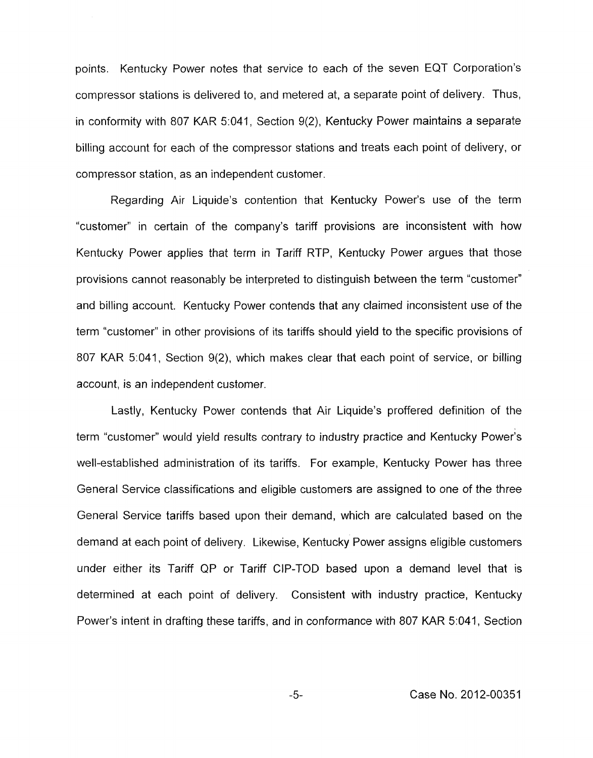points. Kentucky Power notes that service to each of the seven EQT Corporation's compressor stations is delivered to, and metered at, a separate point of delivery. Thus, in conformity with 807 KAR 5:041, Section 9(2), Kentucky Power maintains a separate billing account for each of the compressor stations and treats each point of delivery, or compressor station, as an independent customer.

Regarding Air Liquide's contention that Kentucky Power's use of the term "customer" in certain of the company's tariff provisions are inconsistent with how Kentucky Power applies that term in Tariff RTP, Kentucky Power argues that those provisions cannot reasonably be interpreted to distinguish between the term "customer" and billing account. Kentucky Power contends that any claimed inconsistent use of the term "customer" in other provisions of its tariffs should yield to the specific provisions of 807 KAR 5:041, Section 9(2), which makes clear that each point of service, or billing account, is an independent customer.

Lastly, Kentucky Power contends that Air Liquide's proffered definition of the term "customer" would yield results contrary to industry practice and Kentucky Power's well-established administration of its tariffs. For example, Kentucky Power has three General Service classifications and eligible customers are assigned to one of the three General Service tariffs based upon their demand, which are calculated based on the demand at each point of delivery. Likewise, Kentucky Power assigns eligible customers under either its Tariff QP or Tariff CIP-TOD based upon a demand level that is determined at each point of delivery. Consistent with industry practice, Kentucky Power's intent in drafting these tariffs, and in conformance with 807 KAR 5:041, Section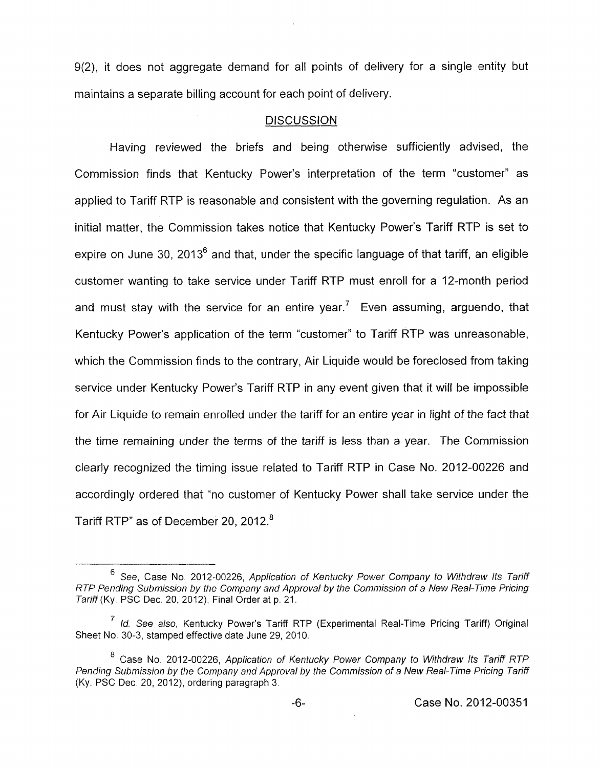9(2), it does not aggregate demand for all points of delivery for a single entity but maintains a separate billing account for each point of delivery.

## DISCUSSION

Having reviewed the briefs and being otherwise sufficiently advised, the Commission finds that Kentucky Power's interpretation of the term "customer" as applied to Tariff RTP is reasonable and consistent with the governing regulation. As an initial matter, the Commission takes notice that Kentucky Power's Tariff RTP is set to expire on June 30, 2013[6] and that, under the specific language of that tariff, an eligible customer wanting to take service under Tariff RTP must enroll for a 12-month period and must stay with the service for an entire year.[7] Even assuming, arguendo, that Kentucky Power's application of the term "customer" to Tariff RTP was unreasonable, which the Commission finds to the contrary, Air Liquide would be foreclosed from taking service under Kentucky Power's Tariff RTP in any event given that it will be impossible for Air Liquide to remain enrolled under the tariff for an entire year in light of the fact that the time remaining under the terms of the tariff is less than a year. The Commission clearly recognized the timing issue related to Tariff RTP in Case No. 2012-00226 and accordingly ordered that "no customer of Kentucky Power shall take service under the Tariff RTP" as of December 20, 2012.[8]

---

[6] *See*, Case No. 2012-00226, *Application of Kentucky Power Company to Withdraw Its Tariff RTP Pending Submission by the Company and Approval by the Commission of a New Real-Time Pricing Tariff* (Ky. PSC Dec. 20, 2012), Final Order at p. 21.

[7] *Id. See also*, Kentucky Power's Tariff RTP (Experimental Real-Time Pricing Tariff) Original Sheet No. 30-3, stamped effective date June 29, 2010.

[8] Case No. 2012-00226, *Application of Kentucky Power Company to Withdraw Its Tariff RTP Pending Submission by the Company and Approval by the Commission of a New Real-Time Pricing Tariff* (Ky. PSC Dec. 20, 2012), ordering paragraph 3.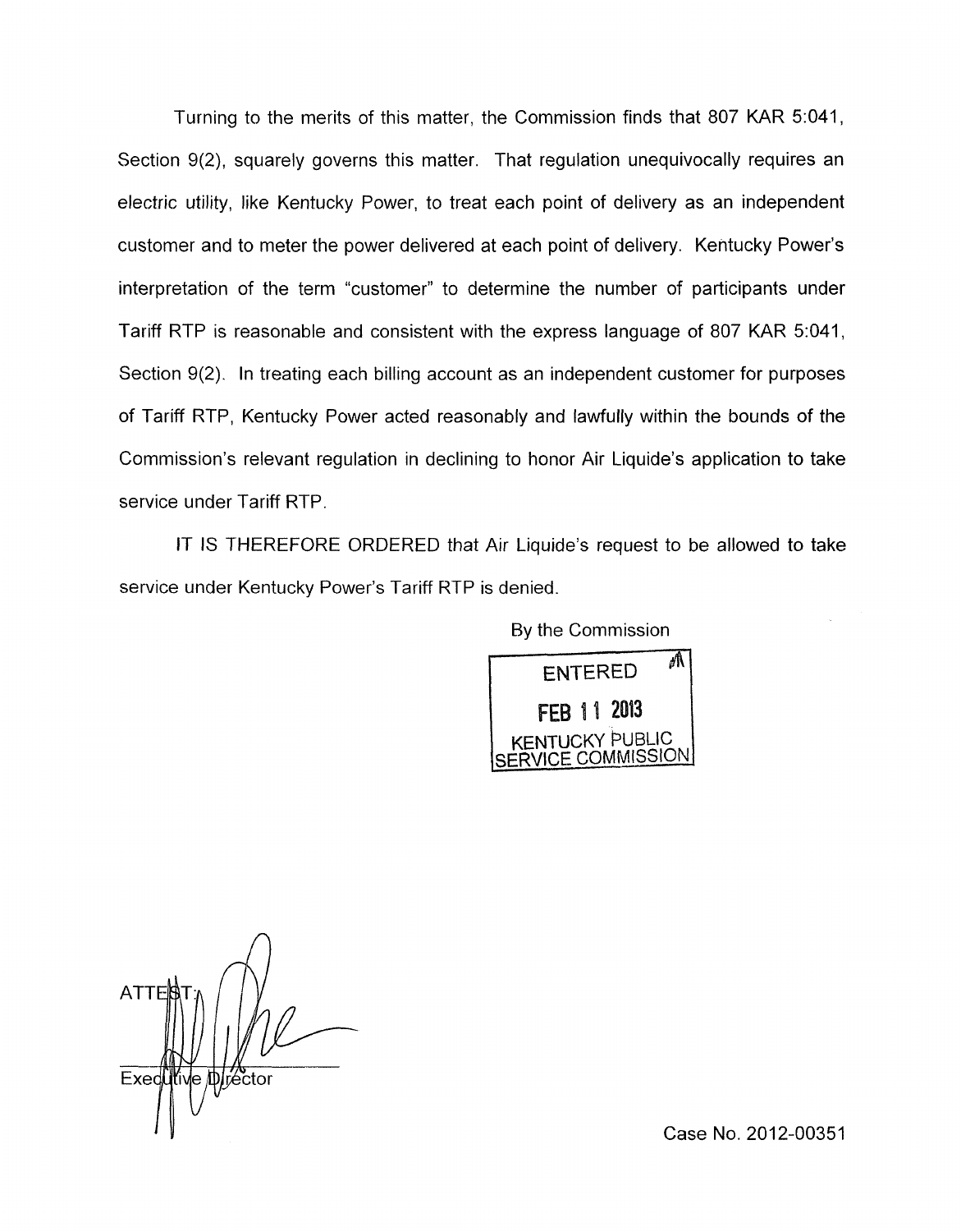Turning to the merits of this matter, the Commission finds that 807 KAR 5:041, Section 9(2), squarely governs this matter. That regulation unequivocally requires an electric utility, like Kentucky Power, to treat each point of delivery as an independent customer and to meter the power delivered at each point of delivery. Kentucky Power's interpretation of the term "customer" to determine the number of participants under Tariff RTP is reasonable and consistent with the express language of 807 KAR 5:041, Section 9(2). In treating each billing account as an independent customer for purposes of Tariff RTP, Kentucky Power acted reasonably and lawfully within the bounds of the Commission's relevant regulation in declining to honor Air Liquide's application to take service under Tariff RTP.

IT IS THEREFORE ORDERED that Air Liquide's request to be allowed to take service under Kentucky Power's Tariff RTP is denied.

By the Commission

ENTERED
FEB 11 2013
KENTUCKY PUBLIC SERVICE COMMISSION

ATTEST:

Executive Director

Case No. 2012-00351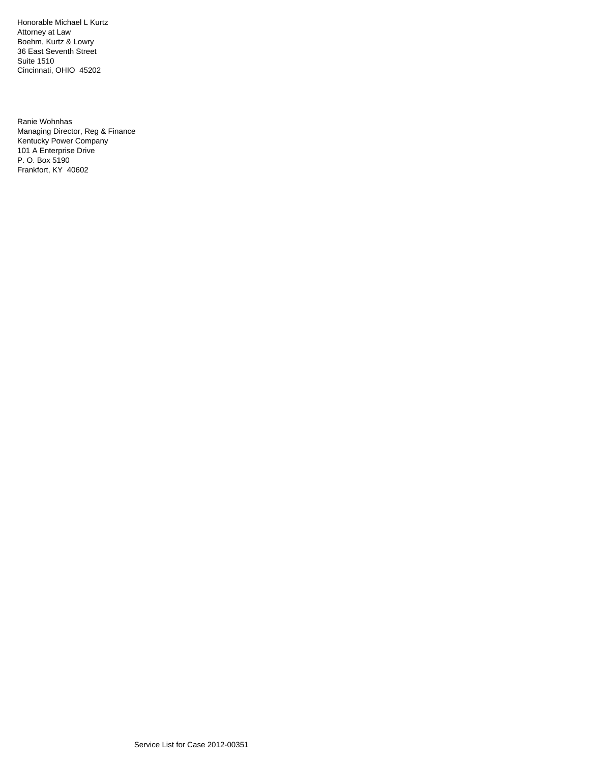Honorable Michael L Kurtz
Attorney at Law
Boehm, Kurtz & Lowry
36 East Seventh Street
Suite 1510
Cincinnati, OHIO 45202

Ranie Wohnhas
Managing Director, Reg & Finance
Kentucky Power Company
101 A Enterprise Drive
P. O. Box 5190
Frankfort, KY 40602

Service List for Case 2012-00351